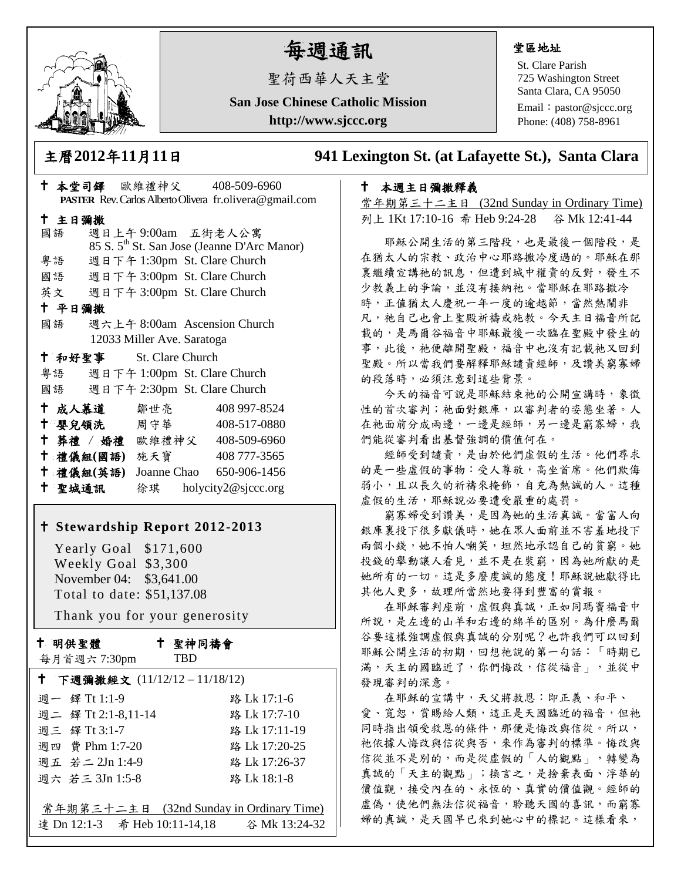# 每週通訊

聖荷西華人天主堂

**San Jose Chinese Catholic Mission**

**http://www.sjccc.org**

**堂區地址**

St. Clare Parish
725 Washington Street
Santa Clara, CA 95050
Email：pastor@sjccc.org
Phone: (408) 758-8961

## 主曆2012年11月11日 941 Lexington St. (at Lafayette St.), Santa Clara

**† 本堂司鐸** 歐維禮神父 408-509-6960
**PASTER** Rev. Carlos Alberto Olivera fr.olivera@gmail.com

**† 主日彌撒**
國語 週日上午 9:00am 五街老人公寓
85 S. 5th St. San Jose (Jeanne D'Arc Manor)
粵語 週日下午 1:30pm St. Clare Church
國語 週日下午 3:00pm St. Clare Church
英文 週日下午 3:00pm St. Clare Church

**† 平日彌撒**
國語 週六上午 8:00am Ascension Church
12033 Miller Ave. Saratoga

**† 和好聖事** St. Clare Church
粵語 週日下午 1:00pm St. Clare Church
國語 週日下午 2:30pm St. Clare Church

**† 成人慕道** 鄒世亮 408 997-8524
**† 嬰兒領洗** 周守華 408-517-0880
**† 葬禮 / 婚禮** 歐維禮神父 408-509-6960
**† 禮儀組(國語)** 施天寶 408 777-3565
**† 禮儀組(英語)** Joanne Chao 650-906-1456
**† 聖城通訊** 徐琪 holycity2@sjccc.org

**† Stewardship Report 2012-2013**

Yearly Goal $171,600
Weekly Goal $3,300
November 04: $3,641.00
Total to date: $51,137.08

Thank you for your generosity

**† 明供聖體** 每月首週六 7:30pm
**† 聖神同禱會** TBD

**† 下週彌撒經文** (11/12/12 – 11/18/12)

| | |
|---|---|
| 週一 鐸 Tt 1:1-9 | 路 Lk 17:1-6 |
| 週二 鐸 Tt 2:1-8,11-14 | 路 Lk 17:7-10 |
| 週三 鐸 Tt 3:1-7 | 路 Lk 17:11-19 |
| 週四 費 Phm 1:7-20 | 路 Lk 17:20-25 |
| 週五 若二 2Jn 1:4-9 | 路 Lk 17:26-37 |
| 週六 若三 3Jn 1:5-8 | 路 Lk 18:1-8 |

常年期第三十二主日 (32nd Sunday in Ordinary Time)
達 Dn 12:1-3 希 Heb 10:11-14,18 谷 Mk 13:24-32

**† 本週主日彌撒釋義**

常年期第三十二主日 (32nd Sunday in Ordinary Time)
列上 1Kt 17:10-16 希 Heb 9:24-28 谷 Mk 12:41-44

耶穌公開生活的第三階段，也是最後一個階段，是在猶太人的宗教、政治中心耶路撒冷度過的。耶穌在那裏繼續宣講祂的訊息，但遭到城中權貴的反對，發生不少教義上的爭論，並沒有接納祂。當耶穌在耶路撒冷時，正值猶太人慶祝一年一度的逾越節，當然熱鬧非凡，祂自己也會上聖殿祈禱或施教。今天主日福音所記載的，是馬爾谷福音中耶穌最後一次臨在聖殿中發生的事，此後，祂便離開聖殿，福音中也沒有記載祂又回到聖殿。所以當我們要解釋耶穌譴責經師，及讚美窮寡婦的段落時，必須注意到這些背景。

今天的福音可說是耶穌結束祂的公開宣講時，象徵性的首次審判；祂面對銀庫，以審判者的姿態坐著。人在祂面前分成兩邊，一邊是經師，另一邊是窮寡婦，我們能從審判看出基督強調的價值何在。

經師受到譴責，是由於他們虛假的生活。他們尋求的是一些虛假的事物：受人尊敬，高坐首席。他們欺侮弱小，且以長久的祈禱來掩飾，自充為熱誠的人。這種虛假的生活，耶穌說必要遭受嚴重的處罰。

窮寡婦受到讚美，是因為她的生活真誠。當富人向銀庫裏投下很多獻儀時，她在眾人面前並不害羞地投下兩個小錢，她不怕人嘲笑，坦然地承認自己的貧窮。她投錢的舉動讓人看見，並不是在裝窮，因為她所獻的是她所有的一切。這是多麼虔誠的態度！耶穌說她獻得比其他人更多，故理所當然地要得到豐富的賞報。

在耶穌審判座前，虛假與真誠，正如同瑪竇福音中所說，是左邊的山羊和右邊的綿羊的區別。為什麼馬爾谷要這樣強調虛假與真誠的分別呢？也許我們可以回到耶穌公開生活的初期，回想祂說的第一句話：「時期已滿，天主的國臨近了，你們悔改，信從福音」，並從中發現審判的深意。

在耶穌的宣講中，天父將救恩：即正義、和平、愛、寬恕，賞賜給人類，這正是天國臨近的福音，但祂同時指出領受救恩的條件，那便是悔改與信從。所以，祂依據人悔改與信從與否，來作為審判的標準。悔改與信從並不是別的，而是從虛假的「人的觀點」，轉變為真誠的「天主的觀點」；換言之，是捨棄表面、浮華的價值觀，接受內在的、永恆的、真實的價值觀。經師的虛偽，使他們無法信從福音，聆聽天國的喜訊，而窮寡婦的真誠，是天國早已來到她心中的標記。這樣看來，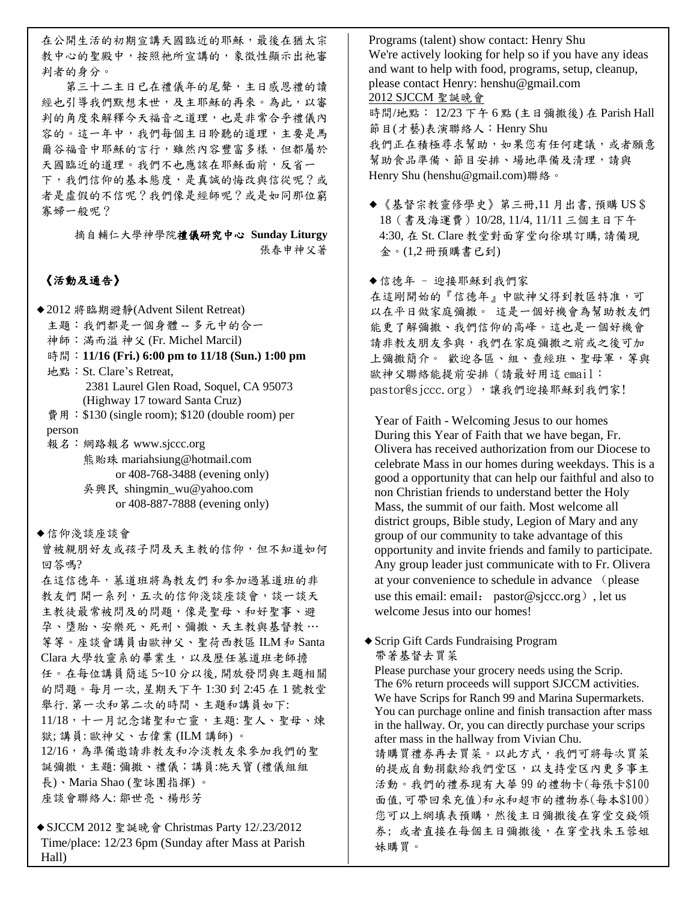在公開生活的初期宣講天國臨近的耶穌，最後在猶太宗教中心的聖殿中，按照祂所宣講的，象徵性顯示出祂審判者的身分。

第三十二主日已在禮儀年的尾聲，主日感恩禮的讀經也引導我們默想末世，及主耶穌的再來。為此，以審判的角度來解釋今天福音之道理，也是非常合乎禮儀內容的。這一年中，我們每個主日聆聽的道理，主要是馬爾谷福音中耶穌的言行，雖然內容豐富多樣，但都屬於天國臨近的道理。我們不也應該在耶穌面前，反省一下，我們信仰的基本態度，是真誠的悔改與信從呢？或者是虛假的不信呢？我們像是經師呢？或是如同那位窮寡婦一般呢？

摘自輔仁大學神學院**禮儀研究中心 Sunday Liturgy**
張春申神父著

## 《活動及通告》

◆2012 將臨期避靜(Advent Silent Retreat)
主題：我們都是一個身體 -- 多元中的合一
神師：滿而溢 神父 (Fr. Michel Marcil)
時間：**11/16 (Fri.) 6:00 pm to 11/18 (Sun.) 1:00 pm**
地點：St. Clare's Retreat,
2381 Laurel Glen Road, Soquel, CA 95073
(Highway 17 toward Santa Cruz)
費用：$130 (single room); $120 (double room) per person
報名：網路報名 www.sjccc.org
熊貽珠 mariahsiung@hotmail.com
or 408-768-3488 (evening only)
吳興民 shingmin_wu@yahoo.com
or 408-887-7888 (evening only)

◆信仰淺談座談會
曾被親朋好友或孩子問及天主教的信仰，但不知道如何回答嗎?
在這信德年，慕道班將為教友們 和參加過慕道班的非教友們 開一系列，五次的信仰淺談座談會，談一談天主教徒最常被問及的問題，像是聖母、和好聖事、避孕、墮胎、安樂死、死刑、彌撒、天主教與基督教 … 等等。座談會講員由歐神父、聖荷西教區 ILM 和 Santa Clara 大學牧靈系的畢業生，以及歷任慕道班老師擔任。在每位講員簡述 5~10 分以後, 開放發問與主題相關的問題。每月一次, 星期天下午 1:30 到 2:45 在 1 號教堂舉行. 第一次和第二次的時間、主題和講員如下:
11/18，十一月紀念諸聖和亡靈，主題: 聖人、聖母、煉獄; 講員: 歐神父、古偉業 (ILM 講師) 。
12/16，為準備邀請非教友和冷淡教友來參加我們的聖誕彌撒，主題: 彌撒、禮儀；講員:施天寶 (禮儀組組長)、Maria Shao (聖詠團指揮) 。
座談會聯絡人: 鄒世亮、楊彤芳

◆SJCCM 2012 聖誕晚會 Christmas Party 12/.23/2012
Time/place: 12/23 6pm (Sunday after Mass at Parish Hall)
Programs (talent) show contact: Henry Shu
We're actively looking for help so if you have any ideas and want to help with food, programs, setup, cleanup, please contact Henry: henshu@gmail.com

2012 SJCCM 聖誕晚會
時間/地點： 12/23 下午 6 點 (主日彌撒後) 在 Parish Hall
節目(才藝)表演聯絡人：Henry Shu
我們正在積極尋求幫助，如果您有任何建議，或者願意幫助食品準備、節目安排、場地準備及清理，請與 Henry Shu (henshu@gmail.com)聯絡。

◆《基督宗教靈修學史》第三冊,11 月出書, 預購 US $ 18（書及海運費）10/28, 11/4, 11/11 三個主日下午 4:30, 在 St. Clare 教堂對面穿堂向徐琪訂購, 請備現金。(1,2 冊預購書已到)

◆信德年 – 迎接耶穌到我們家
在這剛開始的『信德年』中歐神父得到教區特准，可以在平日做家庭彌撒。 這是一個好機會為幫助教友們能更了解彌撒、我們信仰的高峰。這也是一個好機會請非教友朋友參與，我們在家庭彌撒之前或之後可加上彌撒簡介。 歡迎各區、組、查經班、聖母軍，等與歐神父聯絡能提前安排（請最好用這 email： pastor@sjccc.org），讓我們迎接耶穌到我們家!

Year of Faith - Welcoming Jesus to our homes
During this Year of Faith that we have began, Fr. Olivera has received authorization from our Diocese to celebrate Mass in our homes during weekdays. This is a good a opportunity that can help our faithful and also to non Christian friends to understand better the Holy Mass, the summit of our faith. Most welcome all district groups, Bible study, Legion of Mary and any group of our community to take advantage of this opportunity and invite friends and family to participate. Any group leader just communicate with to Fr. Olivera at your convenience to schedule in advance （please use this email: email： pastor@sjccc.org）, let us welcome Jesus into our homes!

◆Scrip Gift Cards Fundraising Program
帶著基督去買菜
Please purchase your grocery needs using the Scrip. The 6% return proceeds will support SJCCM activities. We have Scrips for Ranch 99 and Marina Supermarkets. You can purchage online and finish transaction after mass in the hallway. Or, you can directly purchase your scrips after mass in the hallway from Vivian Chu.
請購買禮券再去買菜。以此方式，我們可將每次買菜的提成自動捐獻給我們堂區，以支持堂區內更多事主活動。我們的禮券現有大華 99 的禮物卡(每張卡$100 面值,可帶回來充值)和永和超市的禮物券(每本$100) 您可以上網填表預購，然後主日彌撒後在穿堂交錢領券; 或者直接在每個主日彌撒後，在穿堂找朱玉蓉姐妹購買。